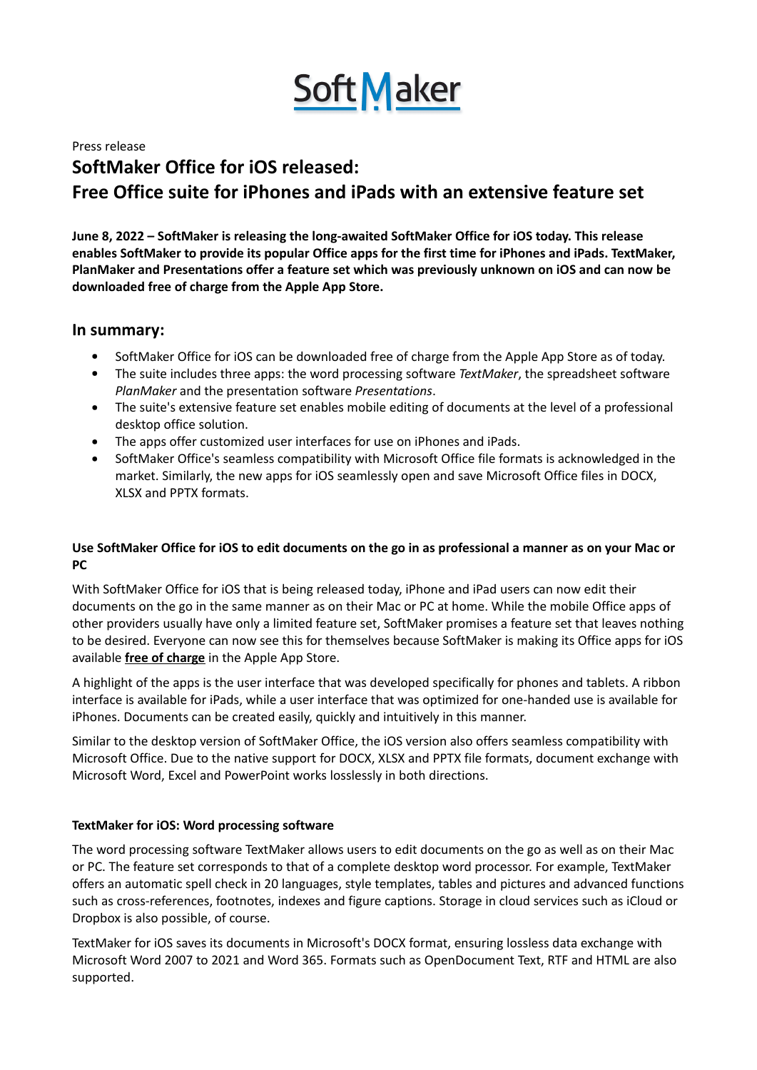SoftMaker

Press release

# SoftMaker Office for iOS released: Free Office suite for iPhones and iPads with an extensive feature set

**June 8, 2022 – SoftMaker is releasing the long-awaited SoftMaker Office for iOS today. This release enables SoftMaker to provide its popular Office apps for the first time for iPhones and iPads. TextMaker, PlanMaker and Presentations offer a feature set which was previously unknown on iOS and can now be downloaded free of charge from the Apple App Store.**

## In summary:

- SoftMaker Office for iOS can be downloaded free of charge from the Apple App Store as of today.
- The suite includes three apps: the word processing software *TextMaker*, the spreadsheet software *PlanMaker* and the presentation software *Presentations*.
- The suite's extensive feature set enables mobile editing of documents at the level of a professional desktop office solution.
- The apps offer customized user interfaces for use on iPhones and iPads.
- SoftMaker Office's seamless compatibility with Microsoft Office file formats is acknowledged in the market. Similarly, the new apps for iOS seamlessly open and save Microsoft Office files in DOCX, XLSX and PPTX formats.

### Use SoftMaker Office for iOS to edit documents on the go in as professional a manner as on your Mac or PC

With SoftMaker Office for iOS that is being released today, iPhone and iPad users can now edit their documents on the go in the same manner as on their Mac or PC at home. While the mobile Office apps of other providers usually have only a limited feature set, SoftMaker promises a feature set that leaves nothing to be desired. Everyone can now see this for themselves because SoftMaker is making its Office apps for iOS available **free of charge** in the Apple App Store.

A highlight of the apps is the user interface that was developed specifically for phones and tablets. A ribbon interface is available for iPads, while a user interface that was optimized for one-handed use is available for iPhones. Documents can be created easily, quickly and intuitively in this manner.

Similar to the desktop version of SoftMaker Office, the iOS version also offers seamless compatibility with Microsoft Office. Due to the native support for DOCX, XLSX and PPTX file formats, document exchange with Microsoft Word, Excel and PowerPoint works losslessly in both directions.

### TextMaker for iOS: Word processing software

The word processing software TextMaker allows users to edit documents on the go as well as on their Mac or PC. The feature set corresponds to that of a complete desktop word processor. For example, TextMaker offers an automatic spell check in 20 languages, style templates, tables and pictures and advanced functions such as cross-references, footnotes, indexes and figure captions. Storage in cloud services such as iCloud or Dropbox is also possible, of course.

TextMaker for iOS saves its documents in Microsoft's DOCX format, ensuring lossless data exchange with Microsoft Word 2007 to 2021 and Word 365. Formats such as OpenDocument Text, RTF and HTML are also supported.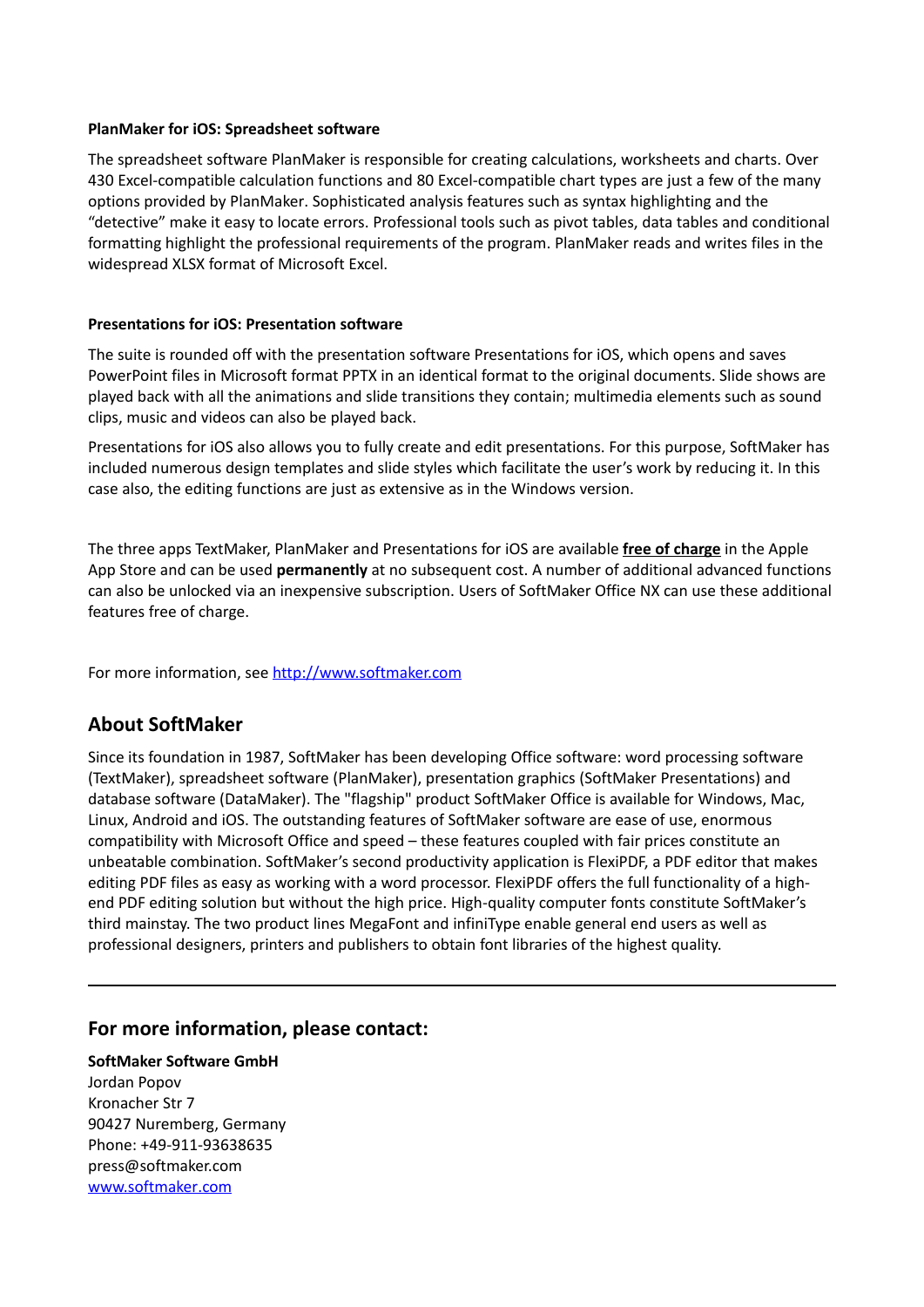**PlanMaker for iOS: Spreadsheet software**

The spreadsheet software PlanMaker is responsible for creating calculations, worksheets and charts. Over 430 Excel-compatible calculation functions and 80 Excel-compatible chart types are just a few of the many options provided by PlanMaker. Sophisticated analysis features such as syntax highlighting and the "detective" make it easy to locate errors. Professional tools such as pivot tables, data tables and conditional formatting highlight the professional requirements of the program. PlanMaker reads and writes files in the widespread XLSX format of Microsoft Excel.

**Presentations for iOS: Presentation software**

The suite is rounded off with the presentation software Presentations for iOS, which opens and saves PowerPoint files in Microsoft format PPTX in an identical format to the original documents. Slide shows are played back with all the animations and slide transitions they contain; multimedia elements such as sound clips, music and videos can also be played back.

Presentations for iOS also allows you to fully create and edit presentations. For this purpose, SoftMaker has included numerous design templates and slide styles which facilitate the user's work by reducing it. In this case also, the editing functions are just as extensive as in the Windows version.

The three apps TextMaker, PlanMaker and Presentations for iOS are available **free of charge** in the Apple App Store and can be used **permanently** at no subsequent cost. A number of additional advanced functions can also be unlocked via an inexpensive subscription. Users of SoftMaker Office NX can use these additional features free of charge.

For more information, see [http://www.softmaker.com](http://www.softmaker.com)

## About SoftMaker

Since its foundation in 1987, SoftMaker has been developing Office software: word processing software (TextMaker), spreadsheet software (PlanMaker), presentation graphics (SoftMaker Presentations) and database software (DataMaker). The "flagship" product SoftMaker Office is available for Windows, Mac, Linux, Android and iOS. The outstanding features of SoftMaker software are ease of use, enormous compatibility with Microsoft Office and speed – these features coupled with fair prices constitute an unbeatable combination. SoftMaker's second productivity application is FlexiPDF, a PDF editor that makes editing PDF files as easy as working with a word processor. FlexiPDF offers the full functionality of a high-end PDF editing solution but without the high price. High-quality computer fonts constitute SoftMaker's third mainstay. The two product lines MegaFont and infiniType enable general end users as well as professional designers, printers and publishers to obtain font libraries of the highest quality.

---

## For more information, please contact:

**SoftMaker Software GmbH**
Jordan Popov
Kronacher Str 7
90427 Nuremberg, Germany
Phone: +49-911-93638635
press@softmaker.com
[www.softmaker.com](http://www.softmaker.com)